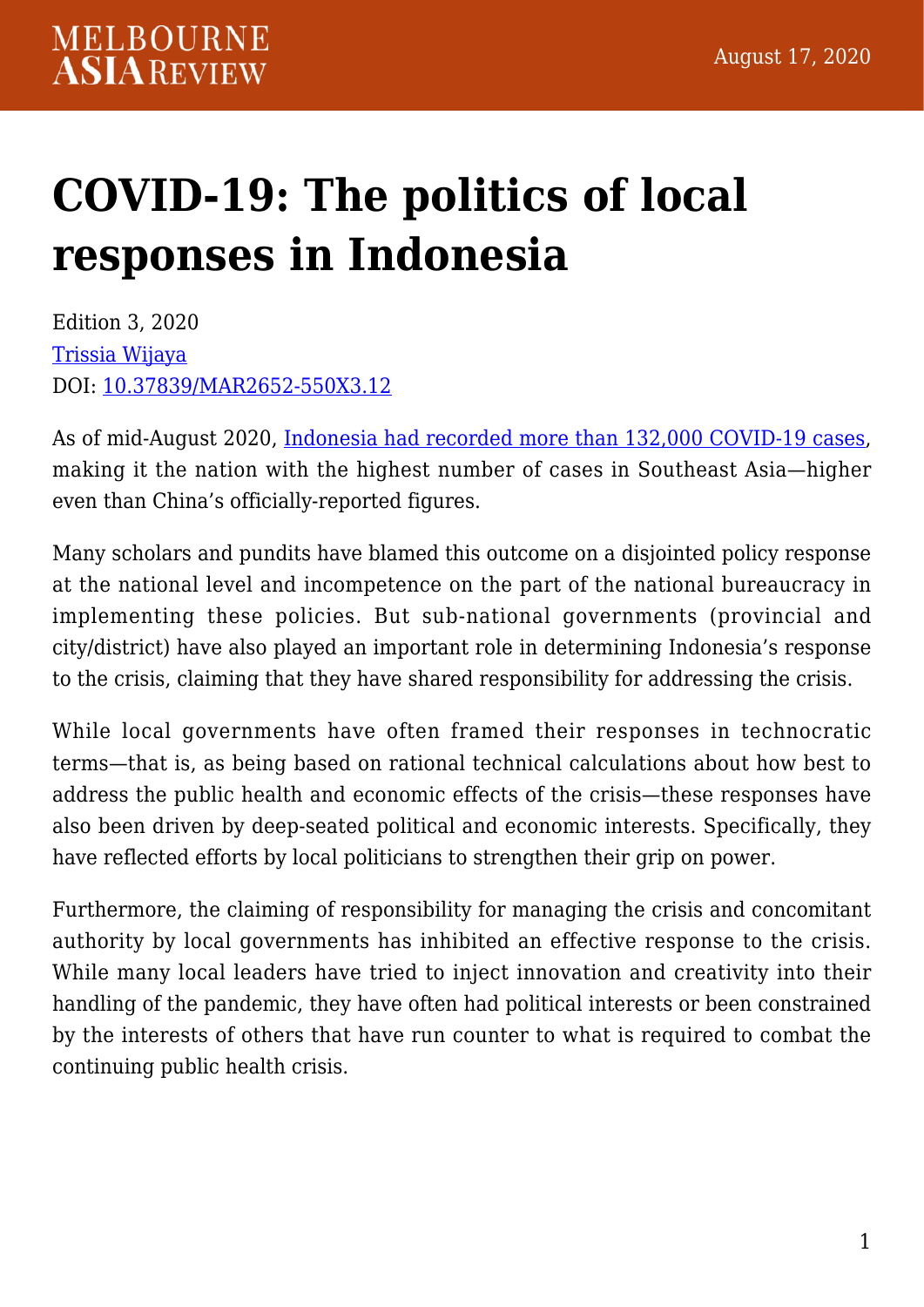# COVID-19: The politics of local responses in Indonesia

Edition 3, 2020
Trissia Wijaya
DOI: 10.37839/MAR2652-550X3.12

As of mid-August 2020, Indonesia had recorded more than 132,000 COVID-19 cases, making it the nation with the highest number of cases in Southeast Asia—higher even than China's officially-reported figures.

Many scholars and pundits have blamed this outcome on a disjointed policy response at the national level and incompetence on the part of the national bureaucracy in implementing these policies. But sub-national governments (provincial and city/district) have also played an important role in determining Indonesia's response to the crisis, claiming that they have shared responsibility for addressing the crisis.

While local governments have often framed their responses in technocratic terms—that is, as being based on rational technical calculations about how best to address the public health and economic effects of the crisis—these responses have also been driven by deep-seated political and economic interests. Specifically, they have reflected efforts by local politicians to strengthen their grip on power.

Furthermore, the claiming of responsibility for managing the crisis and concomitant authority by local governments has inhibited an effective response to the crisis. While many local leaders have tried to inject innovation and creativity into their handling of the pandemic, they have often had political interests or been constrained by the interests of others that have run counter to what is required to combat the continuing public health crisis.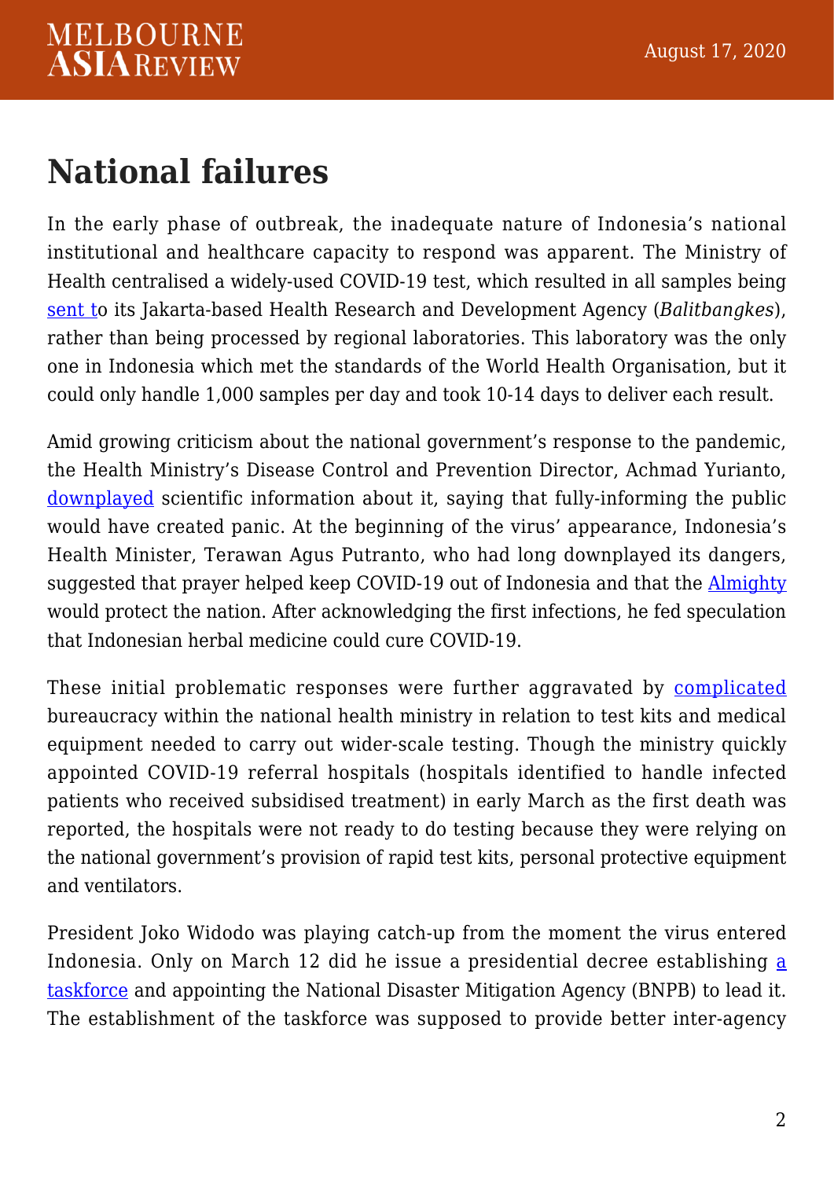## National failures

In the early phase of outbreak, the inadequate nature of Indonesia's national institutional and healthcare capacity to respond was apparent. The Ministry of Health centralised a widely-used COVID-19 test, which resulted in all samples being sent to its Jakarta-based Health Research and Development Agency (*Balitbangkes*), rather than being processed by regional laboratories. This laboratory was the only one in Indonesia which met the standards of the World Health Organisation, but it could only handle 1,000 samples per day and took 10-14 days to deliver each result.

Amid growing criticism about the national government's response to the pandemic, the Health Ministry's Disease Control and Prevention Director, Achmad Yurianto, downplayed scientific information about it, saying that fully-informing the public would have created panic. At the beginning of the virus' appearance, Indonesia's Health Minister, Terawan Agus Putranto, who had long downplayed its dangers, suggested that prayer helped keep COVID-19 out of Indonesia and that the Almighty would protect the nation. After acknowledging the first infections, he fed speculation that Indonesian herbal medicine could cure COVID-19.

These initial problematic responses were further aggravated by complicated bureaucracy within the national health ministry in relation to test kits and medical equipment needed to carry out wider-scale testing. Though the ministry quickly appointed COVID-19 referral hospitals (hospitals identified to handle infected patients who received subsidised treatment) in early March as the first death was reported, the hospitals were not ready to do testing because they were relying on the national government's provision of rapid test kits, personal protective equipment and ventilators.

President Joko Widodo was playing catch-up from the moment the virus entered Indonesia. Only on March 12 did he issue a presidential decree establishing a taskforce and appointing the National Disaster Mitigation Agency (BNPB) to lead it. The establishment of the taskforce was supposed to provide better inter-agency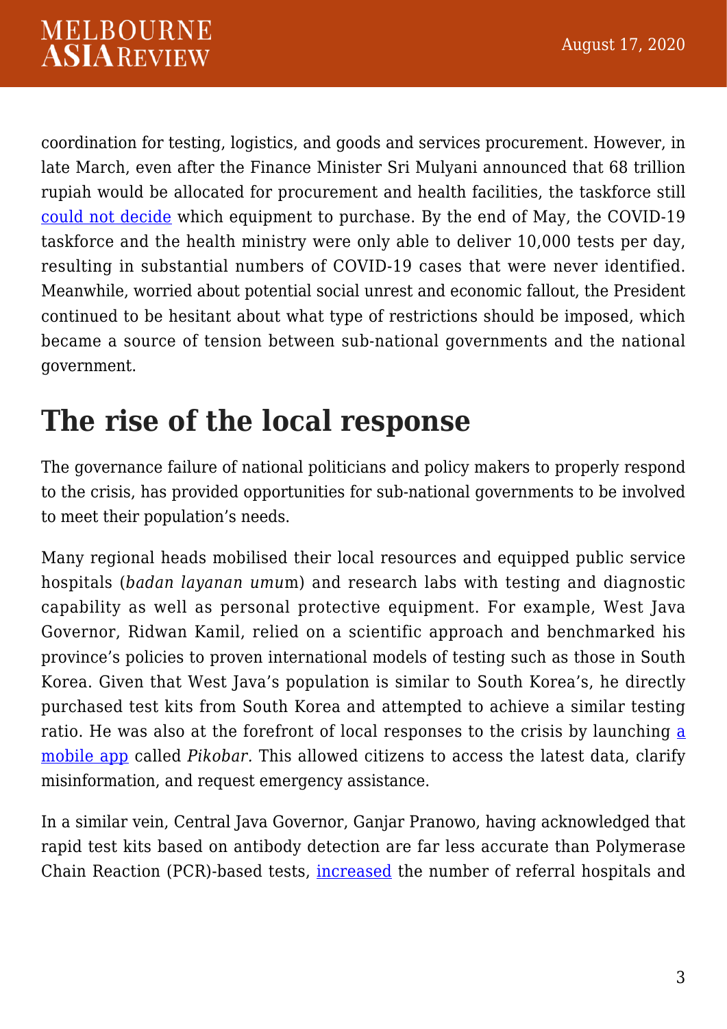coordination for testing, logistics, and goods and services procurement. However, in late March, even after the Finance Minister Sri Mulyani announced that 68 trillion rupiah would be allocated for procurement and health facilities, the taskforce still could not decide which equipment to purchase. By the end of May, the COVID-19 taskforce and the health ministry were only able to deliver 10,000 tests per day, resulting in substantial numbers of COVID-19 cases that were never identified. Meanwhile, worried about potential social unrest and economic fallout, the President continued to be hesitant about what type of restrictions should be imposed, which became a source of tension between sub-national governments and the national government.

## The rise of the local response

The governance failure of national politicians and policy makers to properly respond to the crisis, has provided opportunities for sub-national governments to be involved to meet their population's needs.

Many regional heads mobilised their local resources and equipped public service hospitals (*badan layanan umu*m) and research labs with testing and diagnostic capability as well as personal protective equipment. For example, West Java Governor, Ridwan Kamil, relied on a scientific approach and benchmarked his province's policies to proven international models of testing such as those in South Korea. Given that West Java's population is similar to South Korea's, he directly purchased test kits from South Korea and attempted to achieve a similar testing ratio. He was also at the forefront of local responses to the crisis by launching a mobile app called *Pikobar*. This allowed citizens to access the latest data, clarify misinformation, and request emergency assistance.

In a similar vein, Central Java Governor, Ganjar Pranowo, having acknowledged that rapid test kits based on antibody detection are far less accurate than Polymerase Chain Reaction (PCR)-based tests, increased the number of referral hospitals and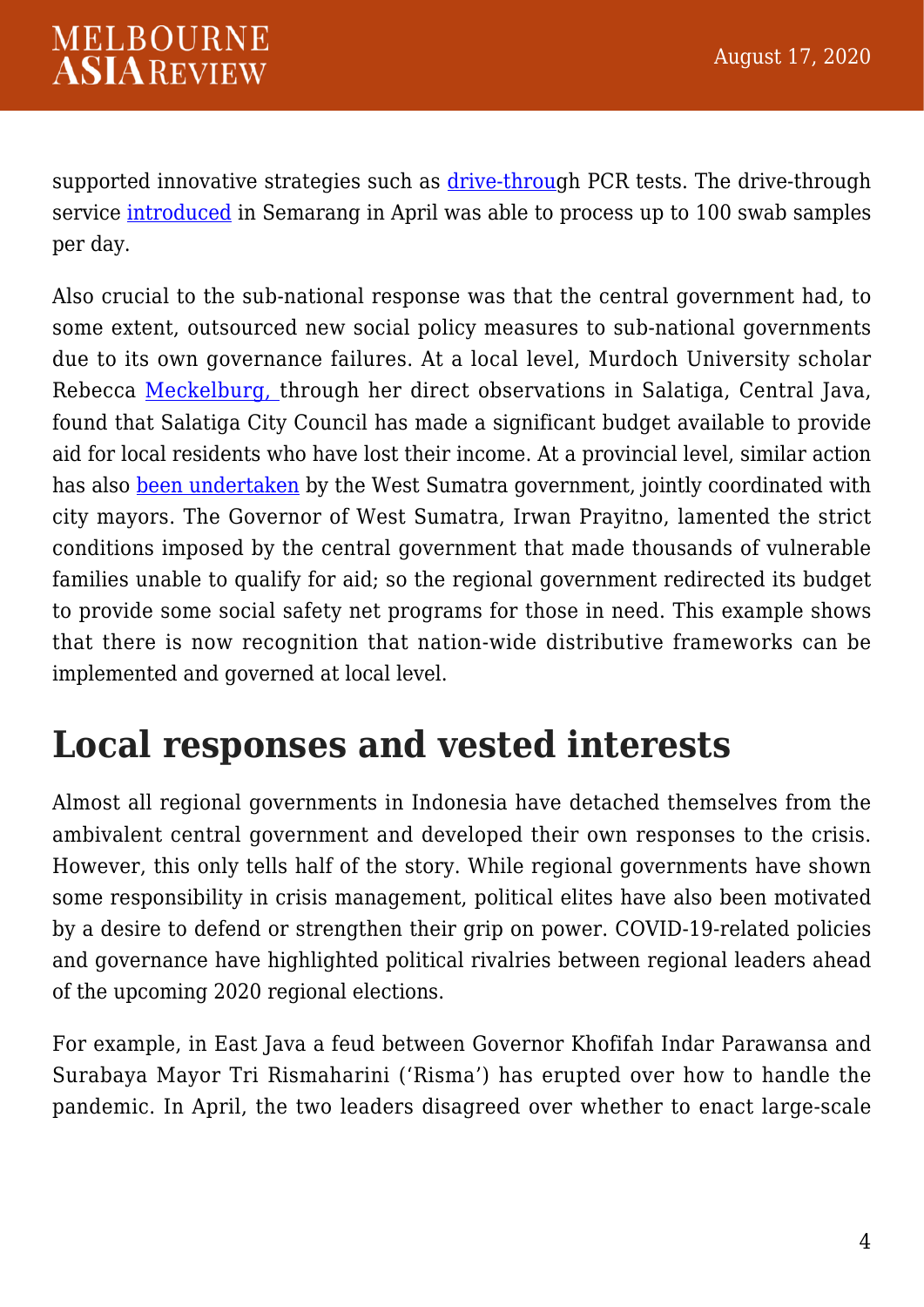supported innovative strategies such as drive-through PCR tests. The drive-through service introduced in Semarang in April was able to process up to 100 swab samples per day.

Also crucial to the sub-national response was that the central government had, to some extent, outsourced new social policy measures to sub-national governments due to its own governance failures. At a local level, Murdoch University scholar Rebecca Meckelburg, through her direct observations in Salatiga, Central Java, found that Salatiga City Council has made a significant budget available to provide aid for local residents who have lost their income. At a provincial level, similar action has also been undertaken by the West Sumatra government, jointly coordinated with city mayors. The Governor of West Sumatra, Irwan Prayitno, lamented the strict conditions imposed by the central government that made thousands of vulnerable families unable to qualify for aid; so the regional government redirected its budget to provide some social safety net programs for those in need. This example shows that there is now recognition that nation-wide distributive frameworks can be implemented and governed at local level.

## Local responses and vested interests

Almost all regional governments in Indonesia have detached themselves from the ambivalent central government and developed their own responses to the crisis. However, this only tells half of the story. While regional governments have shown some responsibility in crisis management, political elites have also been motivated by a desire to defend or strengthen their grip on power. COVID-19-related policies and governance have highlighted political rivalries between regional leaders ahead of the upcoming 2020 regional elections.

For example, in East Java a feud between Governor Khofifah Indar Parawansa and Surabaya Mayor Tri Rismaharini ('Risma') has erupted over how to handle the pandemic. In April, the two leaders disagreed over whether to enact large-scale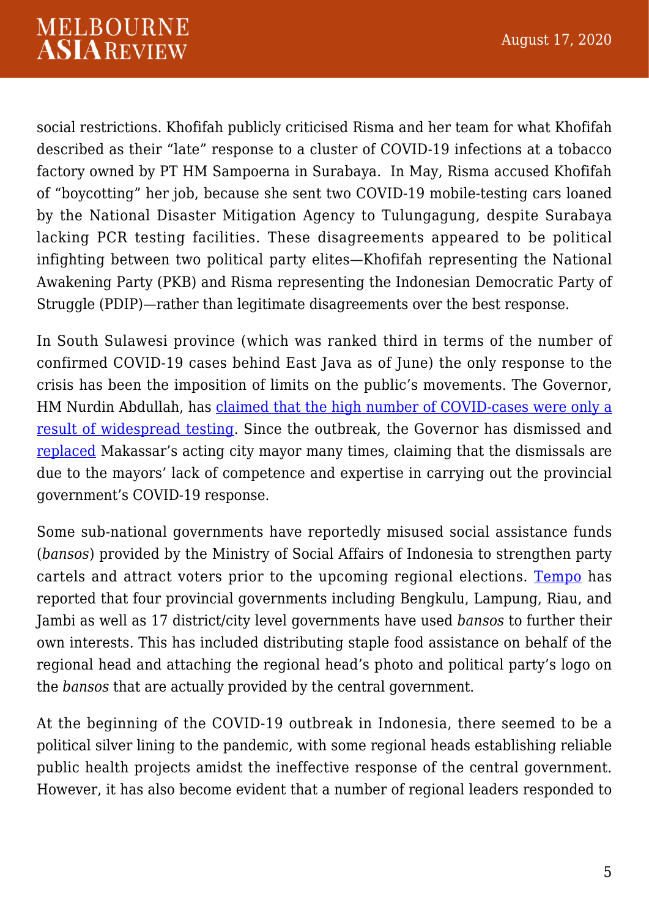social restrictions. Khofifah publicly criticised Risma and her team for what Khofifah described as their "late" response to a cluster of COVID-19 infections at a tobacco factory owned by PT HM Sampoerna in Surabaya. In May, Risma accused Khofifah of "boycotting" her job, because she sent two COVID-19 mobile-testing cars loaned by the National Disaster Mitigation Agency to Tulungagung, despite Surabaya lacking PCR testing facilities. These disagreements appeared to be political infighting between two political party elites—Khofifah representing the National Awakening Party (PKB) and Risma representing the Indonesian Democratic Party of Struggle (PDIP)—rather than legitimate disagreements over the best response.

In South Sulawesi province (which was ranked third in terms of the number of confirmed COVID-19 cases behind East Java as of June) the only response to the crisis has been the imposition of limits on the public's movements. The Governor, HM Nurdin Abdullah, has claimed that the high number of COVID-cases were only a result of widespread testing. Since the outbreak, the Governor has dismissed and replaced Makassar's acting city mayor many times, claiming that the dismissals are due to the mayors' lack of competence and expertise in carrying out the provincial government's COVID-19 response.

Some sub-national governments have reportedly misused social assistance funds (*bansos*) provided by the Ministry of Social Affairs of Indonesia to strengthen party cartels and attract voters prior to the upcoming regional elections. Tempo has reported that four provincial governments including Bengkulu, Lampung, Riau, and Jambi as well as 17 district/city level governments have used *bansos* to further their own interests. This has included distributing staple food assistance on behalf of the regional head and attaching the regional head's photo and political party's logo on the *bansos* that are actually provided by the central government.

At the beginning of the COVID-19 outbreak in Indonesia, there seemed to be a political silver lining to the pandemic, with some regional heads establishing reliable public health projects amidst the ineffective response of the central government. However, it has also become evident that a number of regional leaders responded to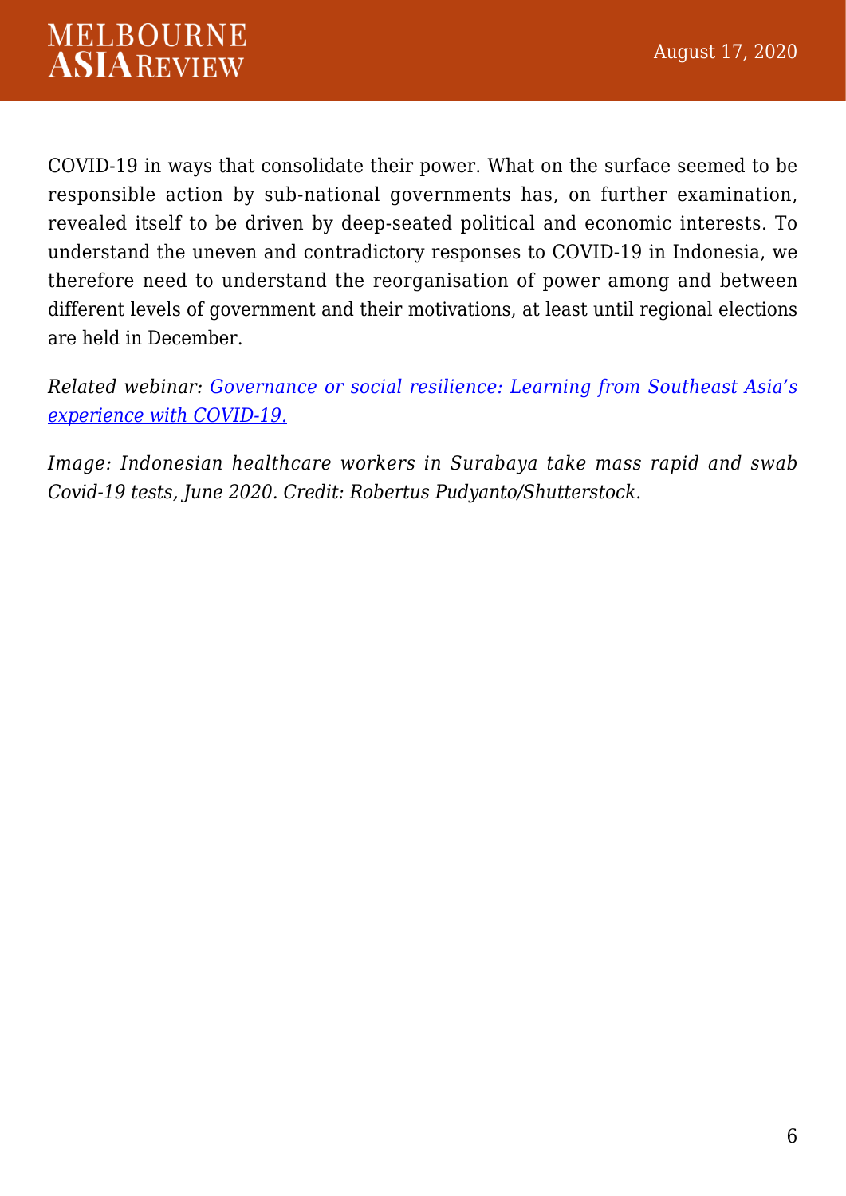COVID-19 in ways that consolidate their power. What on the surface seemed to be responsible action by sub-national governments has, on further examination, revealed itself to be driven by deep-seated political and economic interests. To understand the uneven and contradictory responses to COVID-19 in Indonesia, we therefore need to understand the reorganisation of power among and between different levels of government and their motivations, at least until regional elections are held in December.

*Related webinar: Governance or social resilience: Learning from Southeast Asia's experience with COVID-19.*

*Image: Indonesian healthcare workers in Surabaya take mass rapid and swab Covid-19 tests, June 2020. Credit: Robertus Pudyanto/Shutterstock.*